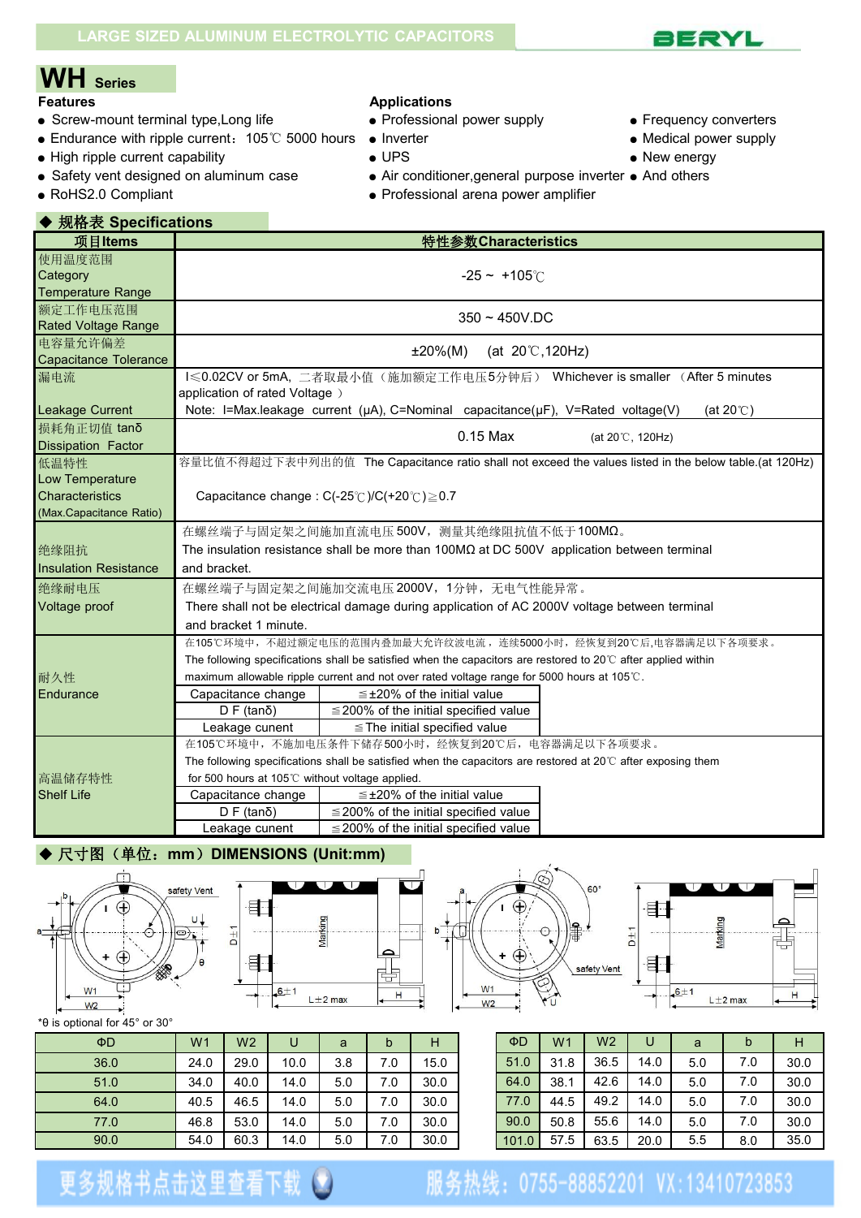LARGE SIZED ALUMINUM ELECTROLYTIC CAPACITORS

BERYL

# WH Series

### Features

- Screw-mount terminal type,Long life
- Endurance with ripple current：105℃ 5000 hours
- High ripple current capability
- Safety vent designed on aluminum case
- RoHS2.0 Compliant

### Applications

- Professional power supply
- Inverter
- UPS
- Air conditioner,general purpose inverter
- Professional arena power amplifier
- Frequency converters
- Medical power supply
- New energy
- And others

## ◆ 规格表 Specifications

| 项目Items | 特性参数Characteristics | |
|---|---|---|
| 使用温度范围 Category Temperature Range | -25 ~ +105℃ | |
| 额定工作电压范围 Rated Voltage Range | 350 ~ 450V.DC | |
| 电容量允许偏差 Capacitance Tolerance | ±20%(M) (at 20℃,120Hz) | |
| 漏电流 Leakage Current | I≤0.02CV or 5mA, 二者取最小值（施加额定工作电压5分钟后） Whichever is smaller （After 5 minutes application of rated Voltage ）<br>Note: I=Max.leakage current (μA), C=Nominal capacitance(μF), V=Rated voltage(V) (at 20℃) | |
| 损耗角正切值 tanδ Dissipation Factor | 0.15 Max (at 20℃, 120Hz) | |
| 低温特性 Low Temperature Characteristics (Max.Capacitance Ratio) | 容量比值不得超过下表中列出的值 The Capacitance ratio shall not exceed the values listed in the below table.(at 120Hz)<br>Capacitance change : C(-25℃)/C(+20℃)≧0.7 | |
| 绝缘阻抗 Insulation Resistance | 在螺丝端子与固定架之间施加直流电压500V，测量其绝缘阻抗值不低于100MΩ。<br>The insulation resistance shall be more than 100MΩ at DC 500V application between terminal and bracket. | |
| 绝缘耐电压 Voltage proof | 在螺丝端子与固定架之间施加交流电压2000V，1分钟，无电气性能异常。<br>There shall not be electrical damage during application of AC 2000V voltage between terminal and bracket 1 minute. | |
| 耐久性 Endurance | 在105℃环境中，不超过额定电压的范围内叠加最大允许纹波电流，连续5000小时，经恢复到20℃后,电容器满足以下各项要求。<br>The following specifications shall be satisfied when the capacitors are restored to 20℃ after applied within maximum allowable ripple current and not over rated voltage range for 5000 hours at 105℃. | |
| | Capacitance change | ≦±20% of the initial value |
| | D F (tanδ) | ≦200% of the initial specified value |
| | Leakage cunent | ≦The initial specified value |
| 高温储存特性 Shelf Life | 在105℃环境中，不施加电压条件下储存500小时，经恢复到20℃后，电容器满足以下各项要求。<br>The following specifications shall be satisfied when the capacitors are restored at 20℃ after exposing them for 500 hours at 105℃ without voltage applied. | |
| | Capacitance change | ≦±20% of the initial value |
| | D F (tanδ) | ≦200% of the initial specified value |
| | Leakage cunent | ≦200% of the initial specified value |

## ◆ 尺寸图（单位：mm）DIMENSIONS (Unit:mm)

*θ is optional for 45° or 30°

| ΦD | W1 | W2 | U | a | b | H |
|---|---|---|---|---|---|---|
| 36.0 | 24.0 | 29.0 | 10.0 | 3.8 | 7.0 | 15.0 |
| 51.0 | 34.0 | 40.0 | 14.0 | 5.0 | 7.0 | 30.0 |
| 64.0 | 40.5 | 46.5 | 14.0 | 5.0 | 7.0 | 30.0 |
| 77.0 | 46.8 | 53.0 | 14.0 | 5.0 | 7.0 | 30.0 |
| 90.0 | 54.0 | 60.3 | 14.0 | 5.0 | 7.0 | 30.0 |

| ΦD | W1 | W2 | U | a | b | H |
|---|---|---|---|---|---|---|
| 51.0 | 31.8 | 36.5 | 14.0 | 5.0 | 7.0 | 30.0 |
| 64.0 | 38.1 | 42.6 | 14.0 | 5.0 | 7.0 | 30.0 |
| 77.0 | 44.5 | 49.2 | 14.0 | 5.0 | 7.0 | 30.0 |
| 90.0 | 50.8 | 55.6 | 14.0 | 5.0 | 7.0 | 30.0 |
| 101.0 | 57.5 | 63.5 | 20.0 | 5.5 | 8.0 | 35.0 |

更多规格书点击这里查看下载　服务热线：0755-88852201 VX:13410723853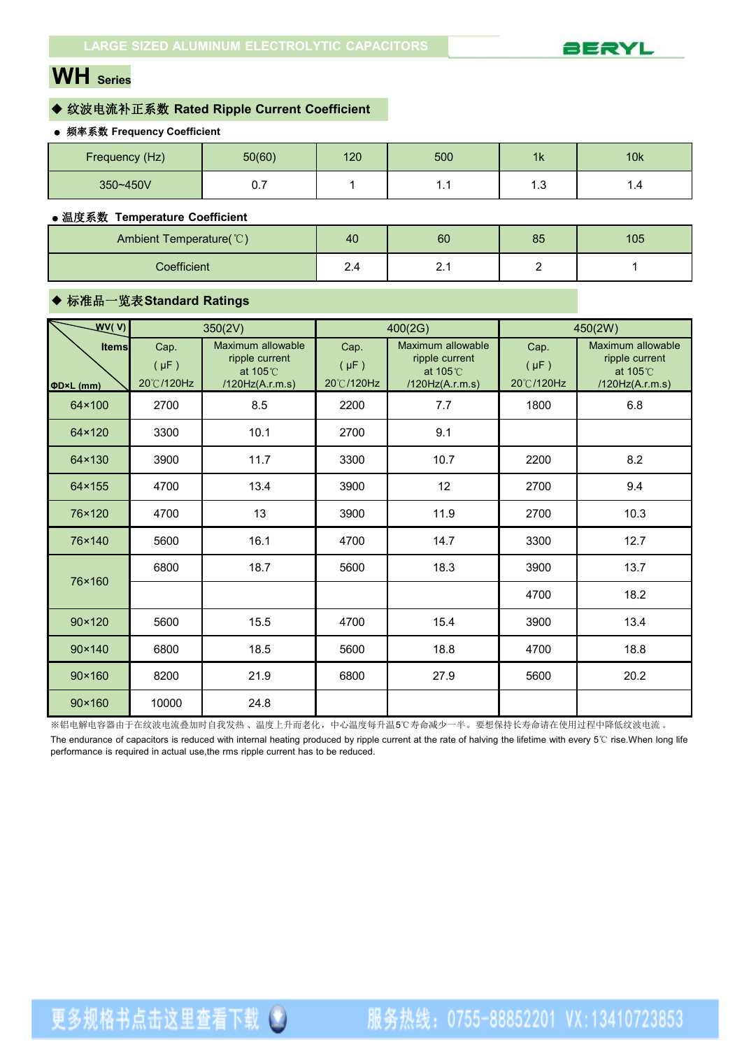LARGE SIZED ALUMINUM ELECTROLYTIC CAPACITORS

BERYL

# WH Series

## ◆ 纹波电流补正系数 Rated Ripple Current Coefficient

● 频率系数 Frequency Coefficient

| Frequency (Hz) | 50(60) | 120 | 500 | 1k | 10k |
|---|---|---|---|---|---|
| 350~450V | 0.7 | 1 | 1.1 | 1.3 | 1.4 |

● 温度系数 Temperature Coefficient

| Ambient Temperature(℃) | 40 | 60 | 85 | 105 |
|---|---|---|---|---|
| Coefficient | 2.4 | 2.1 | 2 | 1 |

## ◆ 标准品一览表Standard Ratings

| WV( V) / Items / ΦD×L (mm) | 350(2V) | | 400(2G) | | 450(2W) | |
|---|---|---|---|---|---|---|
| | Cap. (μF) 20℃/120Hz | Maximum allowable ripple current at 105℃ /120Hz(A.r.m.s) | Cap. (μF) 20℃/120Hz | Maximum allowable ripple current at 105℃ /120Hz(A.r.m.s) | Cap. (μF) 20℃/120Hz | Maximum allowable ripple current at 105℃ /120Hz(A.r.m.s) |
| 64×100 | 2700 | 8.5 | 2200 | 7.7 | 1800 | 6.8 |
| 64×120 | 3300 | 10.1 | 2700 | 9.1 | | |
| 64×130 | 3900 | 11.7 | 3300 | 10.7 | 2200 | 8.2 |
| 64×155 | 4700 | 13.4 | 3900 | 12 | 2700 | 9.4 |
| 76×120 | 4700 | 13 | 3900 | 11.9 | 2700 | 10.3 |
| 76×140 | 5600 | 16.1 | 4700 | 14.7 | 3300 | 12.7 |
| 76×160 | 6800 | 18.7 | 5600 | 18.3 | 3900 | 13.7 |
| | | | | | 4700 | 18.2 |
| 90×120 | 5600 | 15.5 | 4700 | 15.4 | 3900 | 13.4 |
| 90×140 | 6800 | 18.5 | 5600 | 18.8 | 4700 | 18.8 |
| 90×160 | 8200 | 21.9 | 6800 | 27.9 | 5600 | 20.2 |
| 90×160 | 10000 | 24.8 | | | | |

※铝电解电容器由于在纹波电流叠加时自我发热 、温度上升而老化，中心温度每升温5℃寿命减少一半。要想保持长寿命请在使用过程中降低纹波电流 。

The endurance of capacitors is reduced with internal heating produced by ripple current at the rate of halving the lifetime with every 5℃ rise.When long life performance is required in actual use,the rms ripple current has to be reduced.

更多规格书点击这里查看下载　服务热线：0755-88852201 VX:13410723853